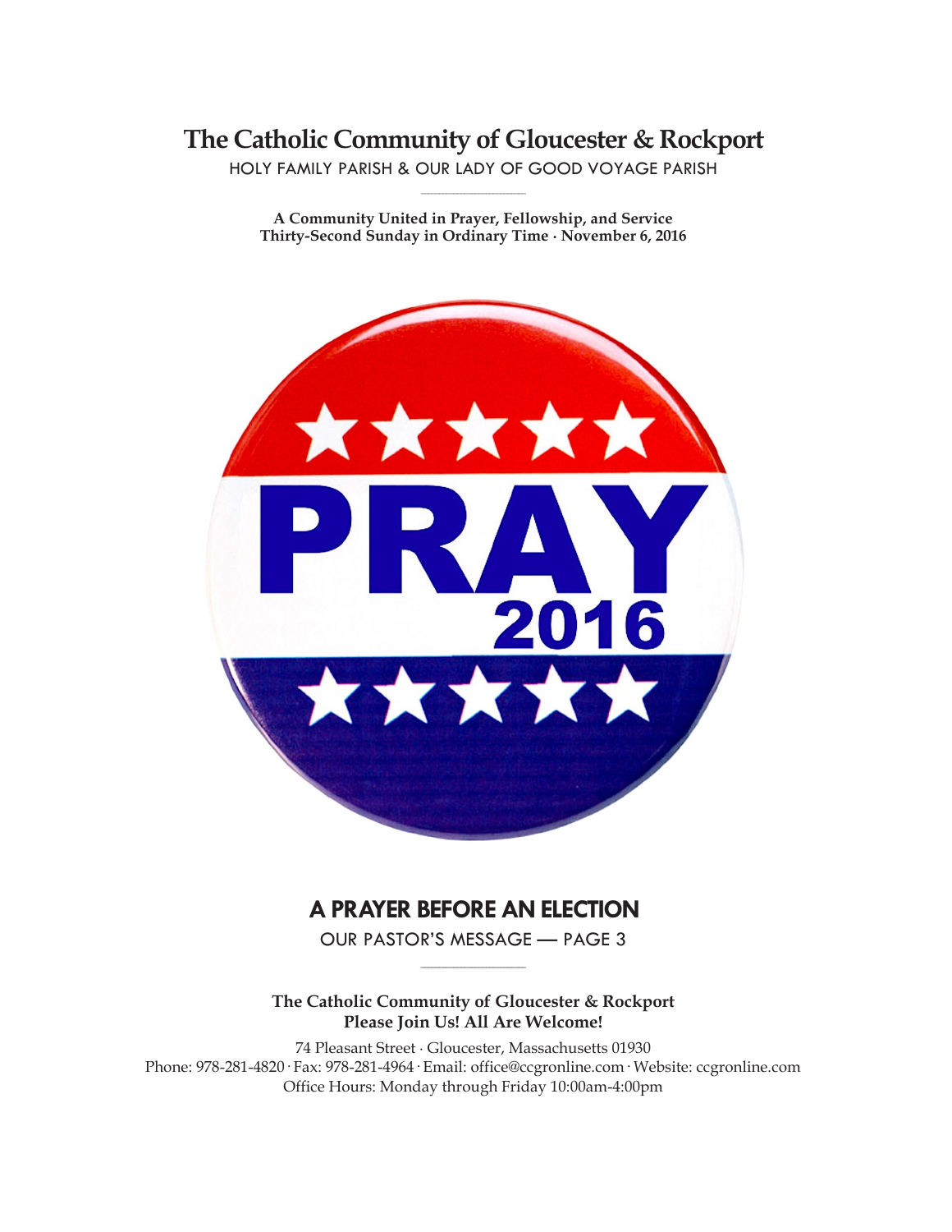# The Catholic Community of Gloucester & Rockport

HOLY FAMILY PARISH & OUR LADY OF GOOD VOYAGE PARISH

**A Community United in Prayer, Fellowship, and Service**
**Thirty-Second Sunday in Ordinary Time · November 6, 2016**

## A PRAYER BEFORE AN ELECTION

OUR PASTOR'S MESSAGE — PAGE 3

**The Catholic Community of Gloucester & Rockport**
**Please Join Us! All Are Welcome!**

74 Pleasant Street · Gloucester, Massachusetts 01930
Phone: 978-281-4820 · Fax: 978-281-4964 · Email: office@ccgronline.com · Website: ccgronline.com
Office Hours: Monday through Friday 10:00am-4:00pm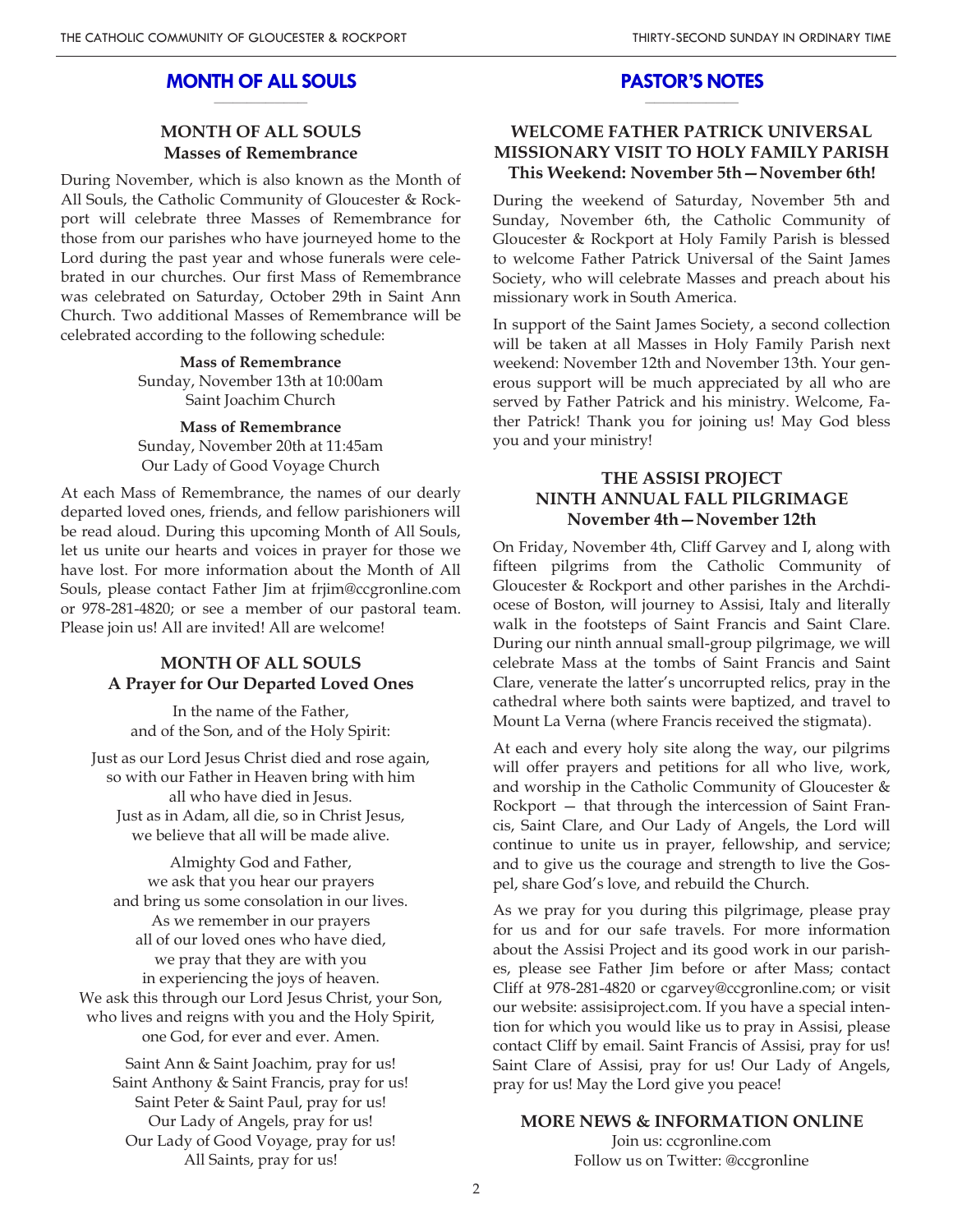## MONTH OF ALL SOULS

### MONTH OF ALL SOULS
**Masses of Remembrance**

During November, which is also known as the Month of All Souls, the Catholic Community of Gloucester & Rockport will celebrate three Masses of Remembrance for those from our parishes who have journeyed home to the Lord during the past year and whose funerals were celebrated in our churches. Our first Mass of Remembrance was celebrated on Saturday, October 29th in Saint Ann Church. Two additional Masses of Remembrance will be celebrated according to the following schedule:

**Mass of Remembrance**
Sunday, November 13th at 10:00am
Saint Joachim Church

**Mass of Remembrance**
Sunday, November 20th at 11:45am
Our Lady of Good Voyage Church

At each Mass of Remembrance, the names of our dearly departed loved ones, friends, and fellow parishioners will be read aloud. During this upcoming Month of All Souls, let us unite our hearts and voices in prayer for those we have lost. For more information about the Month of All Souls, please contact Father Jim at frjim@ccgronline.com or 978-281-4820; or see a member of our pastoral team. Please join us! All are invited! All are welcome!

### MONTH OF ALL SOULS
**A Prayer for Our Departed Loved Ones**

In the name of the Father,
and of the Son, and of the Holy Spirit:

Just as our Lord Jesus Christ died and rose again,
so with our Father in Heaven bring with him
all who have died in Jesus.
Just as in Adam, all die, so in Christ Jesus,
we believe that all will be made alive.

Almighty God and Father,
we ask that you hear our prayers
and bring us some consolation in our lives.
As we remember in our prayers
all of our loved ones who have died,
we pray that they are with you
in experiencing the joys of heaven.
We ask this through our Lord Jesus Christ, your Son,
who lives and reigns with you and the Holy Spirit,
one God, for ever and ever. Amen.

Saint Ann & Saint Joachim, pray for us!
Saint Anthony & Saint Francis, pray for us!
Saint Peter & Saint Paul, pray for us!
Our Lady of Angels, pray for us!
Our Lady of Good Voyage, pray for us!
All Saints, pray for us!

## PASTOR'S NOTES

### WELCOME FATHER PATRICK UNIVERSAL MISSIONARY VISIT TO HOLY FAMILY PARISH
**This Weekend: November 5th—November 6th!**

During the weekend of Saturday, November 5th and Sunday, November 6th, the Catholic Community of Gloucester & Rockport at Holy Family Parish is blessed to welcome Father Patrick Universal of the Saint James Society, who will celebrate Masses and preach about his missionary work in South America.

In support of the Saint James Society, a second collection will be taken at all Masses in Holy Family Parish next weekend: November 12th and November 13th. Your generous support will be much appreciated by all who are served by Father Patrick and his ministry. Welcome, Father Patrick! Thank you for joining us! May God bless you and your ministry!

### THE ASSISI PROJECT NINTH ANNUAL FALL PILGRIMAGE
**November 4th—November 12th**

On Friday, November 4th, Cliff Garvey and I, along with fifteen pilgrims from the Catholic Community of Gloucester & Rockport and other parishes in the Archdiocese of Boston, will journey to Assisi, Italy and literally walk in the footsteps of Saint Francis and Saint Clare. During our ninth annual small-group pilgrimage, we will celebrate Mass at the tombs of Saint Francis and Saint Clare, venerate the latter's uncorrupted relics, pray in the cathedral where both saints were baptized, and travel to Mount La Verna (where Francis received the stigmata).

At each and every holy site along the way, our pilgrims will offer prayers and petitions for all who live, work, and worship in the Catholic Community of Gloucester & Rockport — that through the intercession of Saint Francis, Saint Clare, and Our Lady of Angels, the Lord will continue to unite us in prayer, fellowship, and service; and to give us the courage and strength to live the Gospel, share God's love, and rebuild the Church.

As we pray for you during this pilgrimage, please pray for us and for our safe travels. For more information about the Assisi Project and its good work in our parishes, please see Father Jim before or after Mass; contact Cliff at 978-281-4820 or cgarvey@ccgronline.com; or visit our website: assisiproject.com. If you have a special intention for which you would like us to pray in Assisi, please contact Cliff by email. Saint Francis of Assisi, pray for us! Saint Clare of Assisi, pray for us! Our Lady of Angels, pray for us! May the Lord give you peace!

### MORE NEWS & INFORMATION ONLINE

Join us: ccgronline.com
Follow us on Twitter: @ccgronline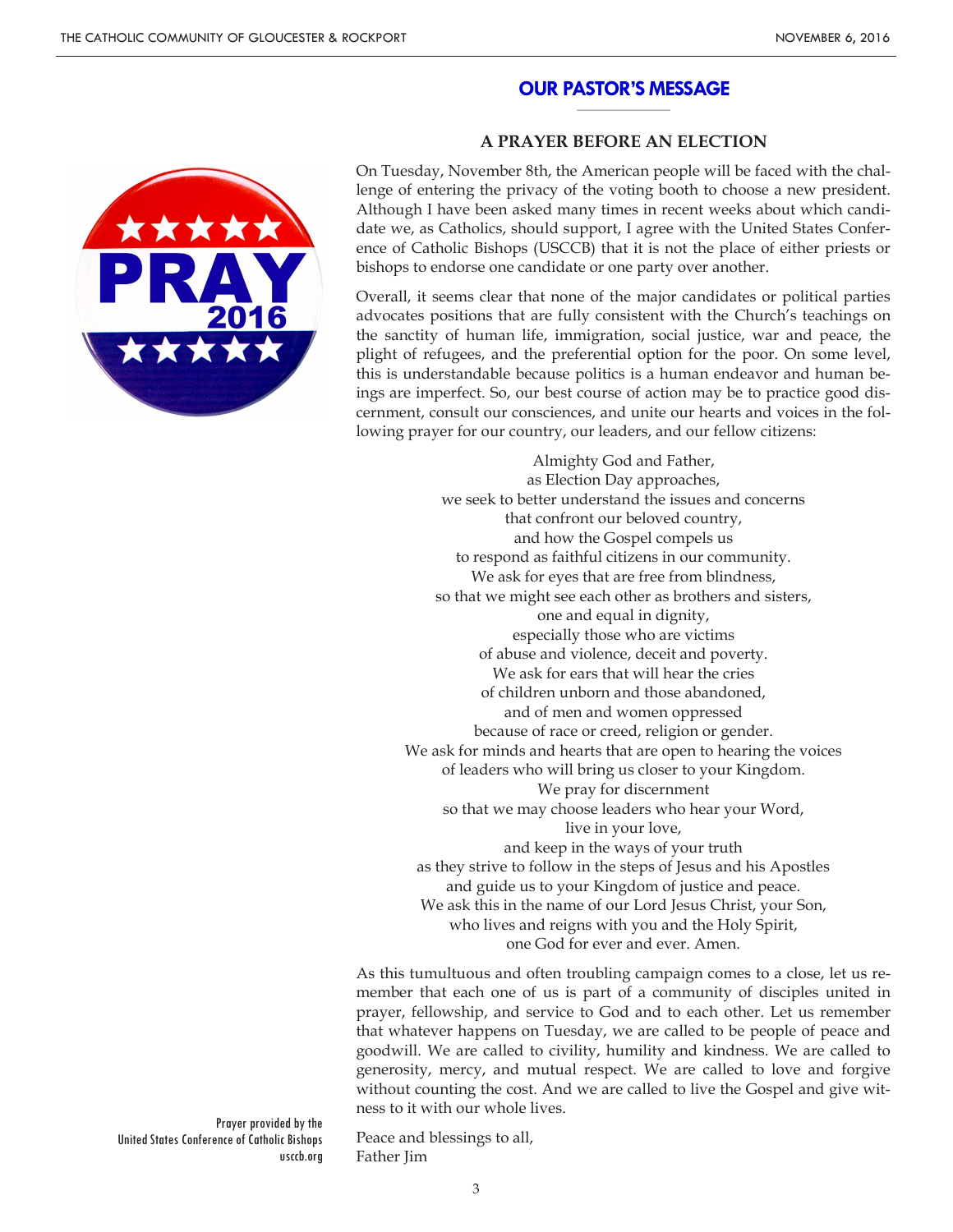## OUR PASTOR'S MESSAGE

### A PRAYER BEFORE AN ELECTION

On Tuesday, November 8th, the American people will be faced with the challenge of entering the privacy of the voting booth to choose a new president. Although I have been asked many times in recent weeks about which candidate we, as Catholics, should support, I agree with the United States Conference of Catholic Bishops (USCCB) that it is not the place of either priests or bishops to endorse one candidate or one party over another.

Overall, it seems clear that none of the major candidates or political parties advocates positions that are fully consistent with the Church's teachings on the sanctity of human life, immigration, social justice, war and peace, the plight of refugees, and the preferential option for the poor. On some level, this is understandable because politics is a human endeavor and human beings are imperfect. So, our best course of action may be to practice good discernment, consult our consciences, and unite our hearts and voices in the following prayer for our country, our leaders, and our fellow citizens:

Almighty God and Father,
as Election Day approaches,
we seek to better understand the issues and concerns
that confront our beloved country,
and how the Gospel compels us
to respond as faithful citizens in our community.
We ask for eyes that are free from blindness,
so that we might see each other as brothers and sisters,
one and equal in dignity,
especially those who are victims
of abuse and violence, deceit and poverty.
We ask for ears that will hear the cries
of children unborn and those abandoned,
and of men and women oppressed
because of race or creed, religion or gender.
We ask for minds and hearts that are open to hearing the voices
of leaders who will bring us closer to your Kingdom.
We pray for discernment
so that we may choose leaders who hear your Word,
live in your love,
and keep in the ways of your truth
as they strive to follow in the steps of Jesus and his Apostles
and guide us to your Kingdom of justice and peace.
We ask this in the name of our Lord Jesus Christ, your Son,
who lives and reigns with you and the Holy Spirit,
one God for ever and ever. Amen.

As this tumultuous and often troubling campaign comes to a close, let us remember that each one of us is part of a community of disciples united in prayer, fellowship, and service to God and to each other. Let us remember that whatever happens on Tuesday, we are called to be people of peace and goodwill. We are called to civility, humility and kindness. We are called to generosity, mercy, and mutual respect. We are called to love and forgive without counting the cost. And we are called to live the Gospel and give witness to it with our whole lives.

Peace and blessings to all,
Father Jim

Prayer provided by the
United States Conference of Catholic Bishops
usccb.org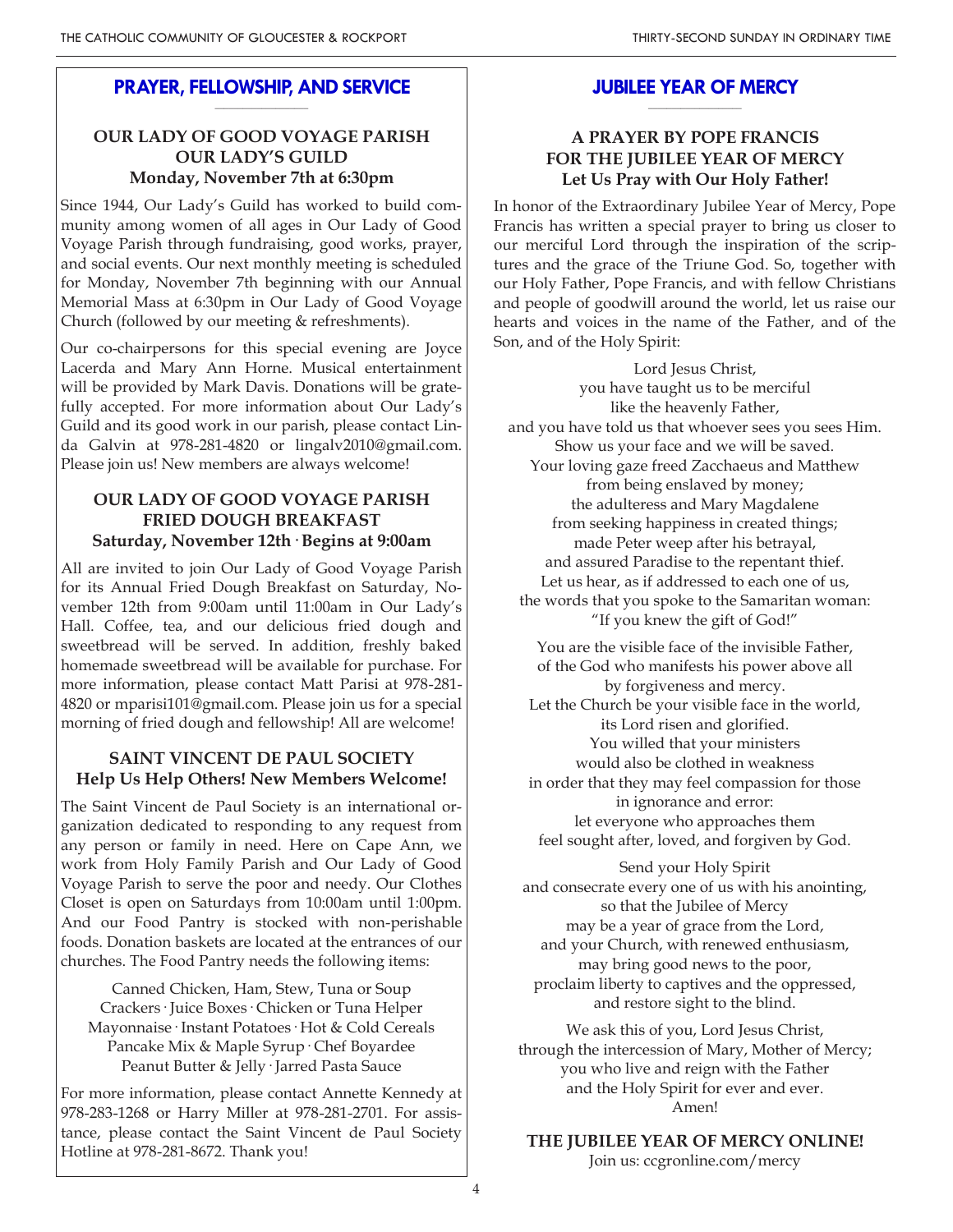## PRAYER, FELLOWSHIP, AND SERVICE

### OUR LADY OF GOOD VOYAGE PARISH
### OUR LADY'S GUILD
**Monday, November 7th at 6:30pm**

Since 1944, Our Lady's Guild has worked to build community among women of all ages in Our Lady of Good Voyage Parish through fundraising, good works, prayer, and social events. Our next monthly meeting is scheduled for Monday, November 7th beginning with our Annual Memorial Mass at 6:30pm in Our Lady of Good Voyage Church (followed by our meeting & refreshments).

Our co-chairpersons for this special evening are Joyce Lacerda and Mary Ann Horne. Musical entertainment will be provided by Mark Davis. Donations will be gratefully accepted. For more information about Our Lady's Guild and its good work in our parish, please contact Linda Galvin at 978-281-4820 or lingalv2010@gmail.com. Please join us! New members are always welcome!

### OUR LADY OF GOOD VOYAGE PARISH
### FRIED DOUGH BREAKFAST
**Saturday, November 12th · Begins at 9:00am**

All are invited to join Our Lady of Good Voyage Parish for its Annual Fried Dough Breakfast on Saturday, November 12th from 9:00am until 11:00am in Our Lady's Hall. Coffee, tea, and our delicious fried dough and sweetbread will be served. In addition, freshly baked homemade sweetbread will be available for purchase. For more information, please contact Matt Parisi at 978-281-4820 or mparisi101@gmail.com. Please join us for a special morning of fried dough and fellowship! All are welcome!

### SAINT VINCENT DE PAUL SOCIETY
**Help Us Help Others! New Members Welcome!**

The Saint Vincent de Paul Society is an international organization dedicated to responding to any request from any person or family in need. Here on Cape Ann, we work from Holy Family Parish and Our Lady of Good Voyage Parish to serve the poor and needy. Our Clothes Closet is open on Saturdays from 10:00am until 1:00pm. And our Food Pantry is stocked with non-perishable foods. Donation baskets are located at the entrances of our churches. The Food Pantry needs the following items:

Canned Chicken, Ham, Stew, Tuna or Soup
Crackers · Juice Boxes · Chicken or Tuna Helper
Mayonnaise · Instant Potatoes · Hot & Cold Cereals
Pancake Mix & Maple Syrup · Chef Boyardee
Peanut Butter & Jelly · Jarred Pasta Sauce

For more information, please contact Annette Kennedy at 978-283-1268 or Harry Miller at 978-281-2701. For assistance, please contact the Saint Vincent de Paul Society Hotline at 978-281-8672. Thank you!

## JUBILEE YEAR OF MERCY

### A PRAYER BY POPE FRANCIS FOR THE JUBILEE YEAR OF MERCY
**Let Us Pray with Our Holy Father!**

In honor of the Extraordinary Jubilee Year of Mercy, Pope Francis has written a special prayer to bring us closer to our merciful Lord through the inspiration of the scriptures and the grace of the Triune God. So, together with our Holy Father, Pope Francis, and with fellow Christians and people of goodwill around the world, let us raise our hearts and voices in the name of the Father, and of the Son, and of the Holy Spirit:

Lord Jesus Christ,
you have taught us to be merciful
like the heavenly Father,
and you have told us that whoever sees you sees Him.
Show us your face and we will be saved.
Your loving gaze freed Zacchaeus and Matthew
from being enslaved by money;
the adulteress and Mary Magdalene
from seeking happiness in created things;
made Peter weep after his betrayal,
and assured Paradise to the repentant thief.
Let us hear, as if addressed to each one of us,
the words that you spoke to the Samaritan woman:
"If you knew the gift of God!"

You are the visible face of the invisible Father,
of the God who manifests his power above all
by forgiveness and mercy.
Let the Church be your visible face in the world,
its Lord risen and glorified.
You willed that your ministers
would also be clothed in weakness
in order that they may feel compassion for those
in ignorance and error:
let everyone who approaches them
feel sought after, loved, and forgiven by God.

Send your Holy Spirit
and consecrate every one of us with his anointing,
so that the Jubilee of Mercy
may be a year of grace from the Lord,
and your Church, with renewed enthusiasm,
may bring good news to the poor,
proclaim liberty to captives and the oppressed,
and restore sight to the blind.

We ask this of you, Lord Jesus Christ,
through the intercession of Mary, Mother of Mercy;
you who live and reign with the Father
and the Holy Spirit for ever and ever.
Amen!

**THE JUBILEE YEAR OF MERCY ONLINE!**
Join us: ccgronline.com/mercy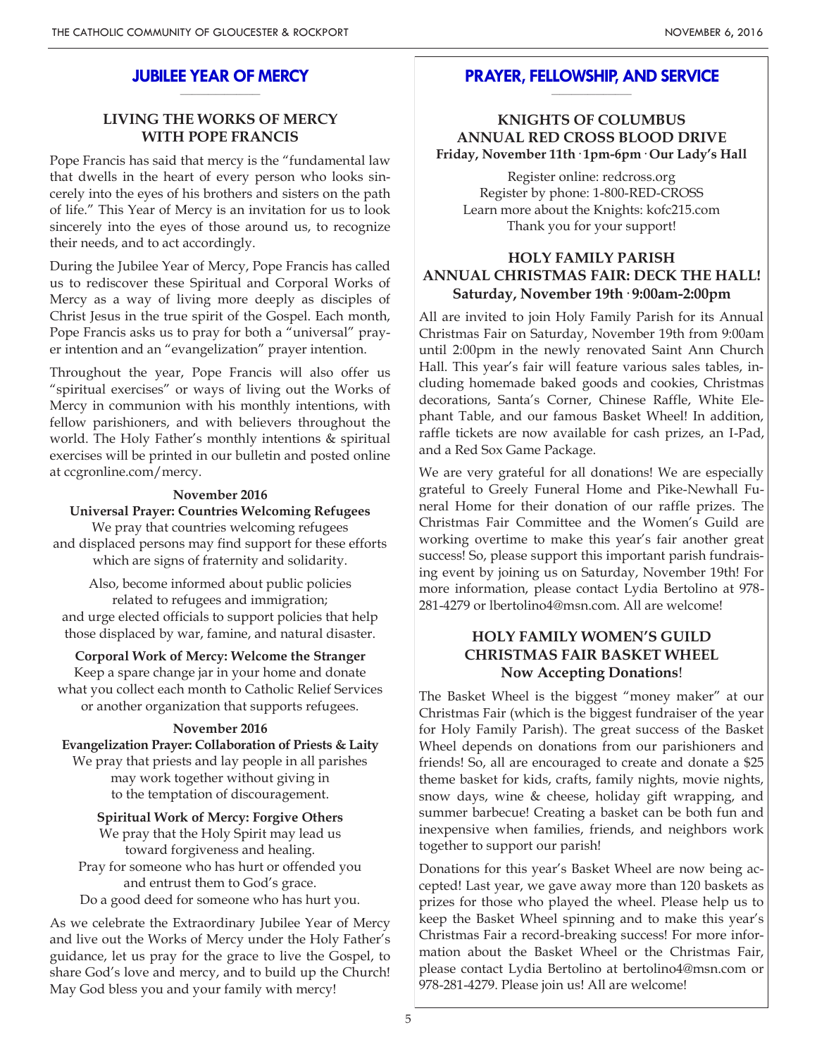## JUBILEE YEAR OF MERCY

### LIVING THE WORKS OF MERCY WITH POPE FRANCIS

Pope Francis has said that mercy is the "fundamental law that dwells in the heart of every person who looks sincerely into the eyes of his brothers and sisters on the path of life." This Year of Mercy is an invitation for us to look sincerely into the eyes of those around us, to recognize their needs, and to act accordingly.

During the Jubilee Year of Mercy, Pope Francis has called us to rediscover these Spiritual and Corporal Works of Mercy as a way of living more deeply as disciples of Christ Jesus in the true spirit of the Gospel. Each month, Pope Francis asks us to pray for both a "universal" prayer intention and an "evangelization" prayer intention.

Throughout the year, Pope Francis will also offer us "spiritual exercises" or ways of living out the Works of Mercy in communion with his monthly intentions, with fellow parishioners, and with believers throughout the world. The Holy Father's monthly intentions & spiritual exercises will be printed in our bulletin and posted online at ccgronline.com/mercy.

**November 2016**
**Universal Prayer: Countries Welcoming Refugees**

We pray that countries welcoming refugees and displaced persons may find support for these efforts which are signs of fraternity and solidarity.

Also, become informed about public policies related to refugees and immigration; and urge elected officials to support policies that help those displaced by war, famine, and natural disaster.

**Corporal Work of Mercy: Welcome the Stranger**

Keep a spare change jar in your home and donate what you collect each month to Catholic Relief Services or another organization that supports refugees.

**November 2016**
**Evangelization Prayer: Collaboration of Priests & Laity**

We pray that priests and lay people in all parishes may work together without giving in to the temptation of discouragement.

**Spiritual Work of Mercy: Forgive Others**

We pray that the Holy Spirit may lead us toward forgiveness and healing.
Pray for someone who has hurt or offended you and entrust them to God's grace.
Do a good deed for someone who has hurt you.

As we celebrate the Extraordinary Jubilee Year of Mercy and live out the Works of Mercy under the Holy Father's guidance, let us pray for the grace to live the Gospel, to share God's love and mercy, and to build up the Church! May God bless you and your family with mercy!

## PRAYER, FELLOWSHIP, AND SERVICE

### KNIGHTS OF COLUMBUS ANNUAL RED CROSS BLOOD DRIVE

**Friday, November 11th · 1pm-6pm · Our Lady's Hall**

Register online: redcross.org
Register by phone: 1-800-RED-CROSS
Learn more about the Knights: kofc215.com
Thank you for your support!

### HOLY FAMILY PARISH ANNUAL CHRISTMAS FAIR: DECK THE HALL!

**Saturday, November 19th · 9:00am-2:00pm**

All are invited to join Holy Family Parish for its Annual Christmas Fair on Saturday, November 19th from 9:00am until 2:00pm in the newly renovated Saint Ann Church Hall. This year's fair will feature various sales tables, including homemade baked goods and cookies, Christmas decorations, Santa's Corner, Chinese Raffle, White Elephant Table, and our famous Basket Wheel! In addition, raffle tickets are now available for cash prizes, an I-Pad, and a Red Sox Game Package.

We are very grateful for all donations! We are especially grateful to Greely Funeral Home and Pike-Newhall Funeral Home for their donation of our raffle prizes. The Christmas Fair Committee and the Women's Guild are working overtime to make this year's fair another great success! So, please support this important parish fundraising event by joining us on Saturday, November 19th! For more information, please contact Lydia Bertolino at 978-281-4279 or lbertolino4@msn.com. All are welcome!

### HOLY FAMILY WOMEN'S GUILD CHRISTMAS FAIR BASKET WHEEL

**Now Accepting Donations!**

The Basket Wheel is the biggest "money maker" at our Christmas Fair (which is the biggest fundraiser of the year for Holy Family Parish). The great success of the Basket Wheel depends on donations from our parishioners and friends! So, all are encouraged to create and donate a $25 theme basket for kids, crafts, family nights, movie nights, snow days, wine & cheese, holiday gift wrapping, and summer barbecue! Creating a basket can be both fun and inexpensive when families, friends, and neighbors work together to support our parish!

Donations for this year's Basket Wheel are now being accepted! Last year, we gave away more than 120 baskets as prizes for those who played the wheel. Please help us to keep the Basket Wheel spinning and to make this year's Christmas Fair a record-breaking success! For more information about the Basket Wheel or the Christmas Fair, please contact Lydia Bertolino at bertolino4@msn.com or 978-281-4279. Please join us! All are welcome!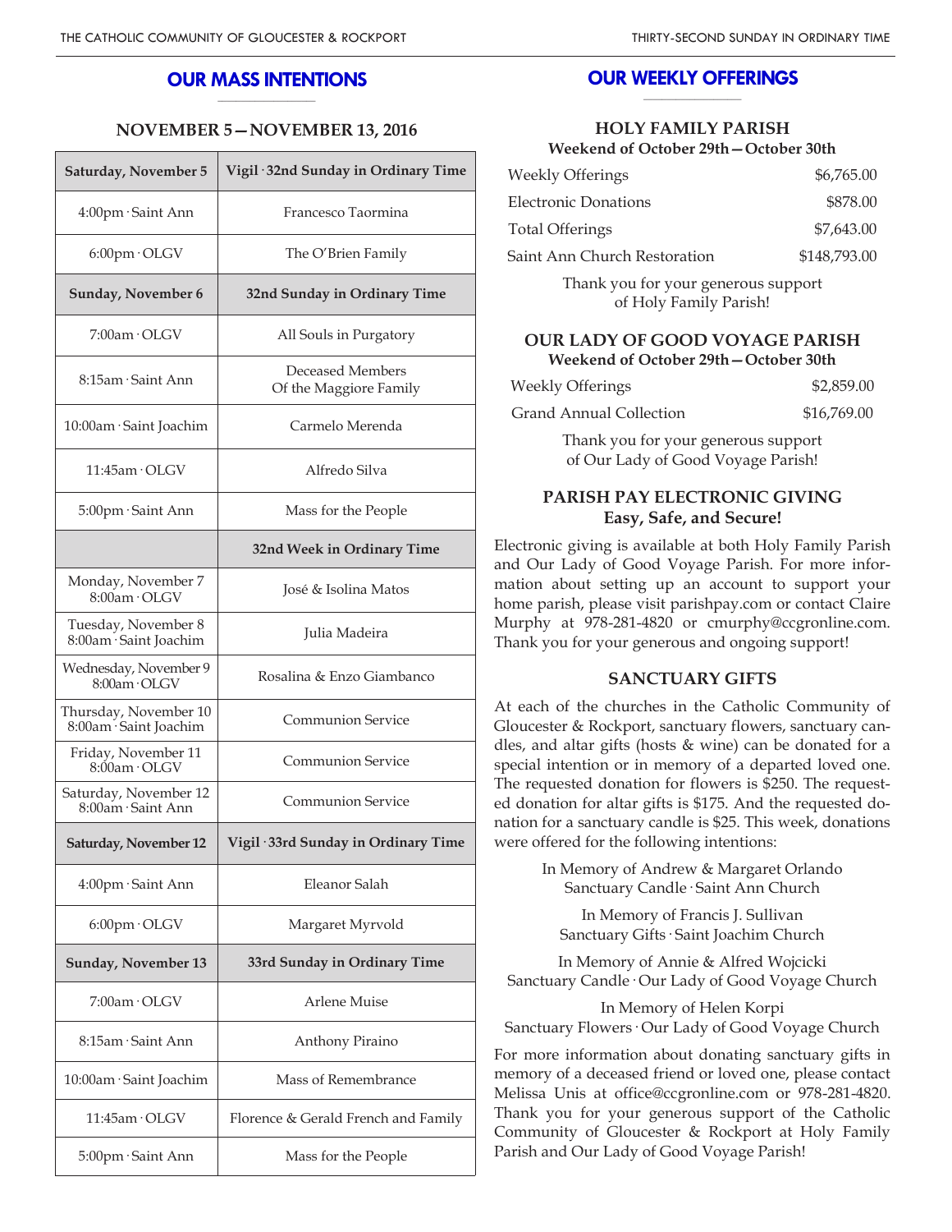## OUR MASS INTENTIONS

### NOVEMBER 5—NOVEMBER 13, 2016

| | |
|---|---|
| **Saturday, November 5** | **Vigil · 32nd Sunday in Ordinary Time** |
| 4:00pm · Saint Ann | Francesco Taormina |
| 6:00pm · OLGV | The O'Brien Family |
| **Sunday, November 6** | **32nd Sunday in Ordinary Time** |
| 7:00am · OLGV | All Souls in Purgatory |
| 8:15am · Saint Ann | Deceased Members Of the Maggiore Family |
| 10:00am · Saint Joachim | Carmelo Merenda |
| 11:45am · OLGV | Alfredo Silva |
| 5:00pm · Saint Ann | Mass for the People |
| | **32nd Week in Ordinary Time** |
| Monday, November 7 8:00am · OLGV | José & Isolina Matos |
| Tuesday, November 8 8:00am · Saint Joachim | Julia Madeira |
| Wednesday, November 9 8:00am · OLGV | Rosalina & Enzo Giambanco |
| Thursday, November 10 8:00am · Saint Joachim | Communion Service |
| Friday, November 11 8:00am · OLGV | Communion Service |
| Saturday, November 12 8:00am · Saint Ann | Communion Service |
| **Saturday, November 12** | **Vigil · 33rd Sunday in Ordinary Time** |
| 4:00pm · Saint Ann | Eleanor Salah |
| 6:00pm · OLGV | Margaret Myrvold |
| **Sunday, November 13** | **33rd Sunday in Ordinary Time** |
| 7:00am · OLGV | Arlene Muise |
| 8:15am · Saint Ann | Anthony Piraino |
| 10:00am · Saint Joachim | Mass of Remembrance |
| 11:45am · OLGV | Florence & Gerald French and Family |
| 5:00pm · Saint Ann | Mass for the People |

## OUR WEEKLY OFFERINGS

### HOLY FAMILY PARISH
**Weekend of October 29th—October 30th**

| | |
|---|---|
| Weekly Offerings | $6,765.00 |
| Electronic Donations | $878.00 |
| Total Offerings | $7,643.00 |
| Saint Ann Church Restoration | $148,793.00 |

Thank you for your generous support of Holy Family Parish!

### OUR LADY OF GOOD VOYAGE PARISH
**Weekend of October 29th—October 30th**

| | |
|---|---|
| Weekly Offerings | $2,859.00 |
| Grand Annual Collection | $16,769.00 |

Thank you for your generous support of Our Lady of Good Voyage Parish!

### PARISH PAY ELECTRONIC GIVING
**Easy, Safe, and Secure!**

Electronic giving is available at both Holy Family Parish and Our Lady of Good Voyage Parish. For more information about setting up an account to support your home parish, please visit parishpay.com or contact Claire Murphy at 978-281-4820 or cmurphy@ccgronline.com. Thank you for your generous and ongoing support!

### SANCTUARY GIFTS

At each of the churches in the Catholic Community of Gloucester & Rockport, sanctuary flowers, sanctuary candles, and altar gifts (hosts & wine) can be donated for a special intention or in memory of a departed loved one. The requested donation for flowers is $250. The requested donation for altar gifts is $175. And the requested donation for a sanctuary candle is $25. This week, donations were offered for the following intentions:

In Memory of Andrew & Margaret Orlando
Sanctuary Candle · Saint Ann Church

In Memory of Francis J. Sullivan
Sanctuary Gifts · Saint Joachim Church

In Memory of Annie & Alfred Wojcicki
Sanctuary Candle · Our Lady of Good Voyage Church

In Memory of Helen Korpi
Sanctuary Flowers · Our Lady of Good Voyage Church

For more information about donating sanctuary gifts in memory of a deceased friend or loved one, please contact Melissa Unis at office@ccgronline.com or 978-281-4820. Thank you for your generous support of the Catholic Community of Gloucester & Rockport at Holy Family Parish and Our Lady of Good Voyage Parish!